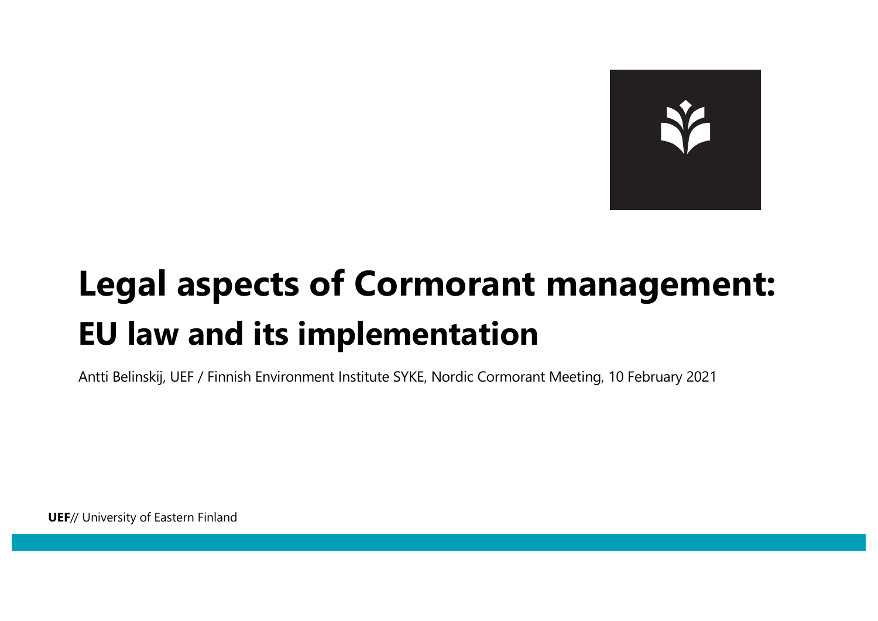# Legal aspects of Cormorant management: EU law and its implementation

Antti Belinskij, UEF / Finnish Environment Institute SYKE, Nordic Cormorant Meeting, 10 February 2021

**UEF**// University of Eastern Finland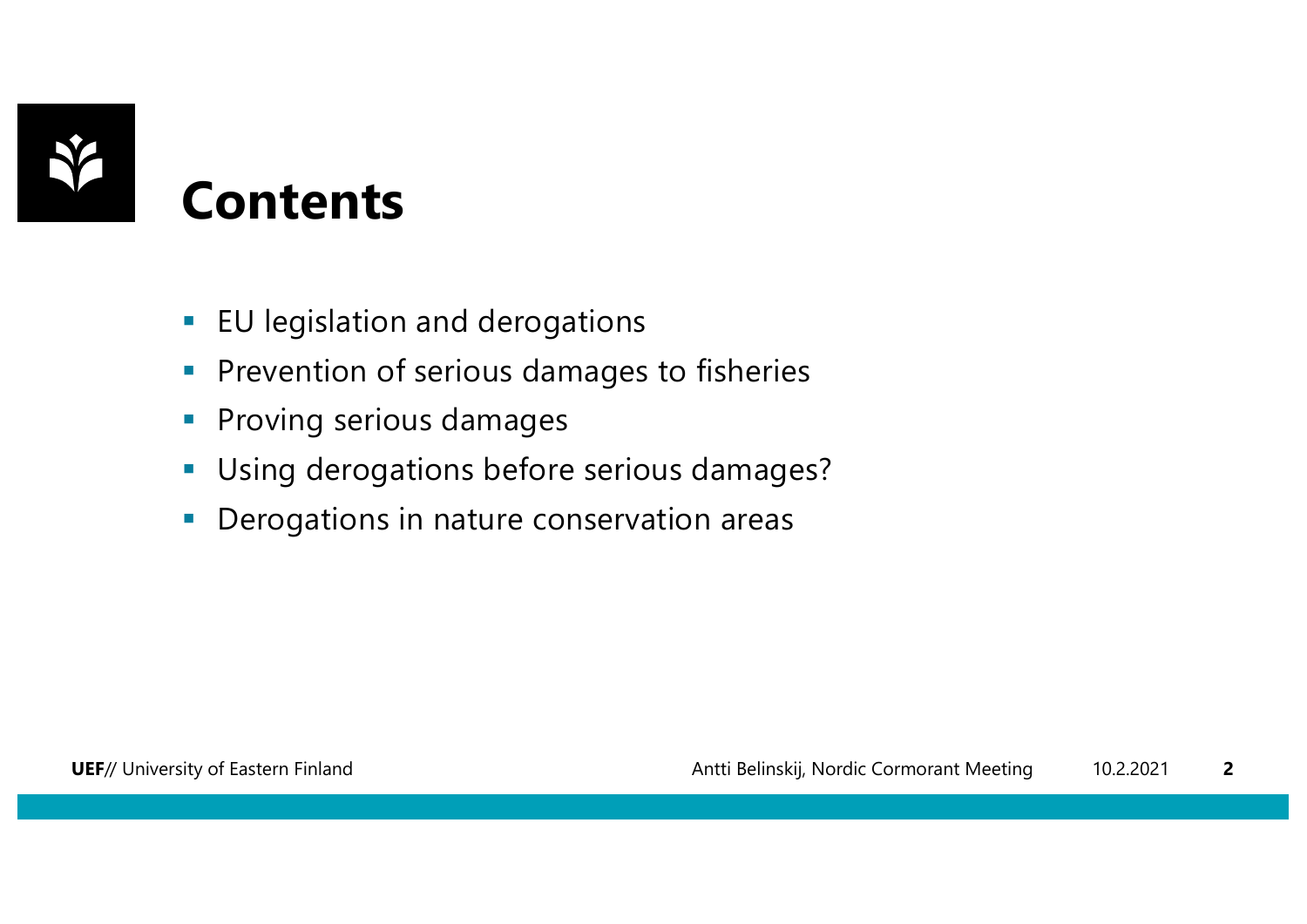# Contents

- EU legislation and derogations
- Prevention of serious damages to fisheries
- Proving serious damages
- Using derogations before serious damages?
- Derogations in nature conservation areas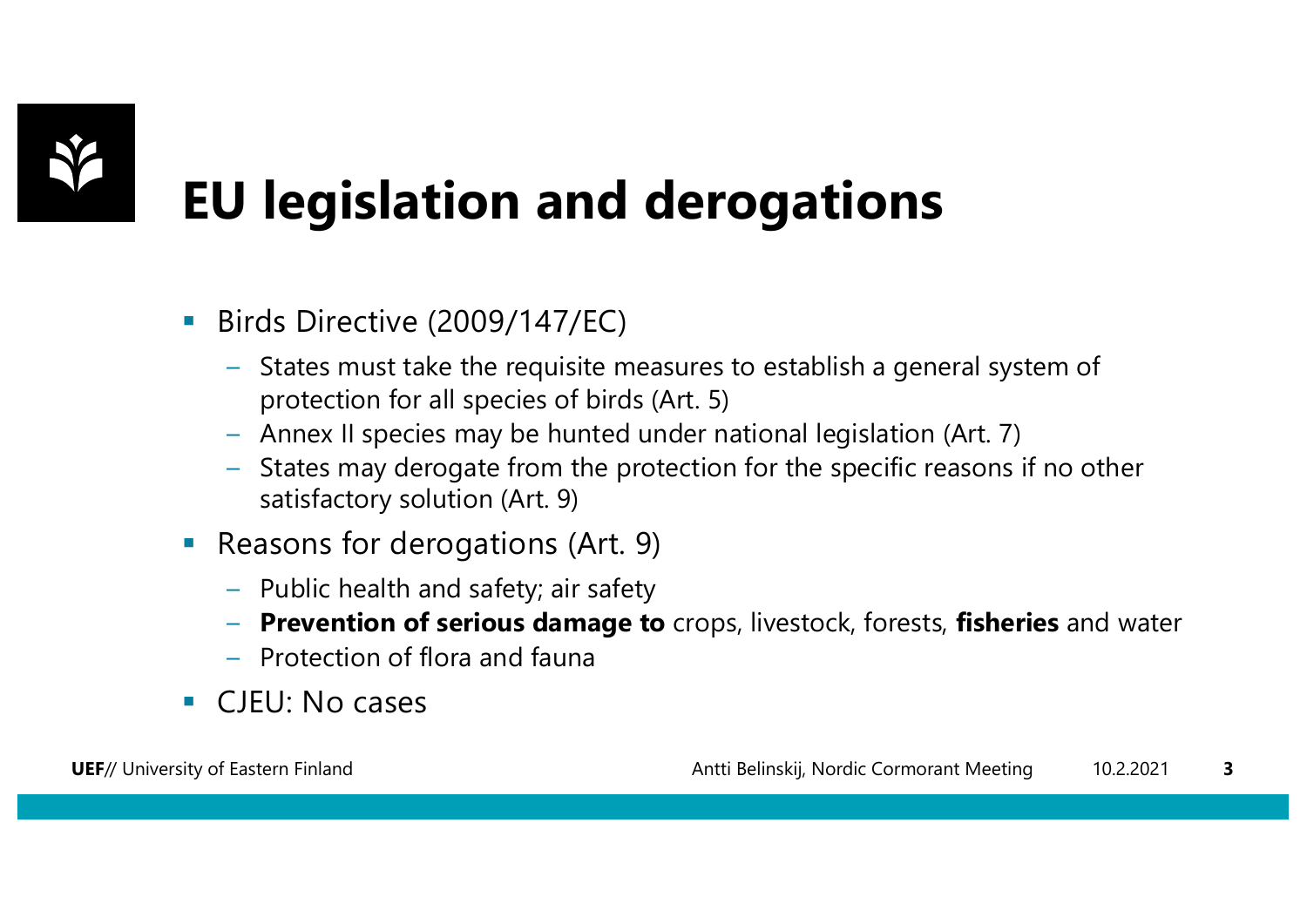# EU legislation and derogations

- Birds Directive (2009/147/EC)
  - States must take the requisite measures to establish a general system of protection for all species of birds (Art. 5)
  - Annex II species may be hunted under national legislation (Art. 7)
  - States may derogate from the protection for the specific reasons if no other satisfactory solution (Art. 9)
- Reasons for derogations (Art. 9)
  - Public health and safety; air safety
  - **Prevention of serious damage to** crops, livestock, forests, **fisheries** and water
  - Protection of flora and fauna
- CJEU: No cases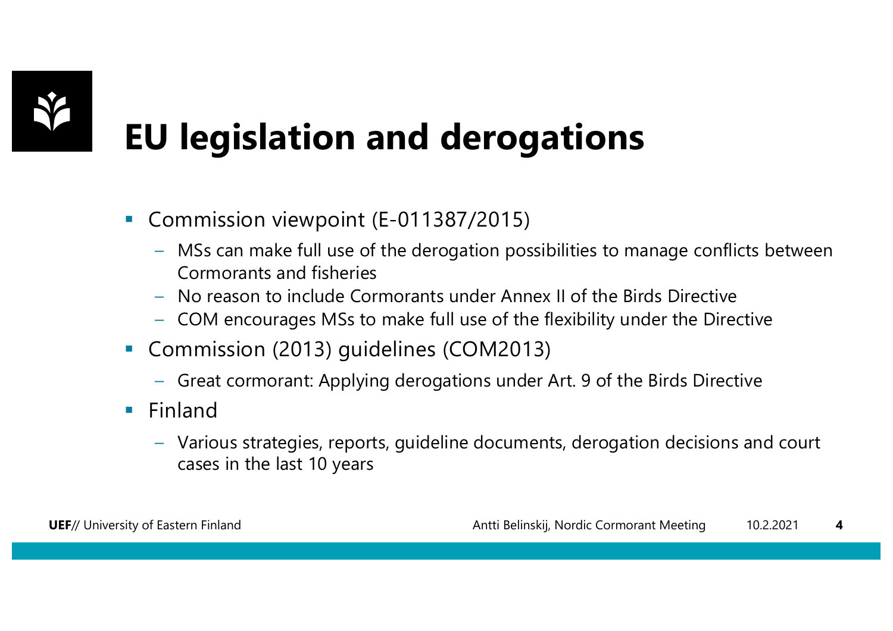# EU legislation and derogations

- Commission viewpoint (E-011387/2015)
  - MSs can make full use of the derogation possibilities to manage conflicts between Cormorants and fisheries
  - No reason to include Cormorants under Annex II of the Birds Directive
  - COM encourages MSs to make full use of the flexibility under the Directive
- Commission (2013) guidelines (COM2013)
  - Great cormorant: Applying derogations under Art. 9 of the Birds Directive
- Finland
  - Various strategies, reports, guideline documents, derogation decisions and court cases in the last 10 years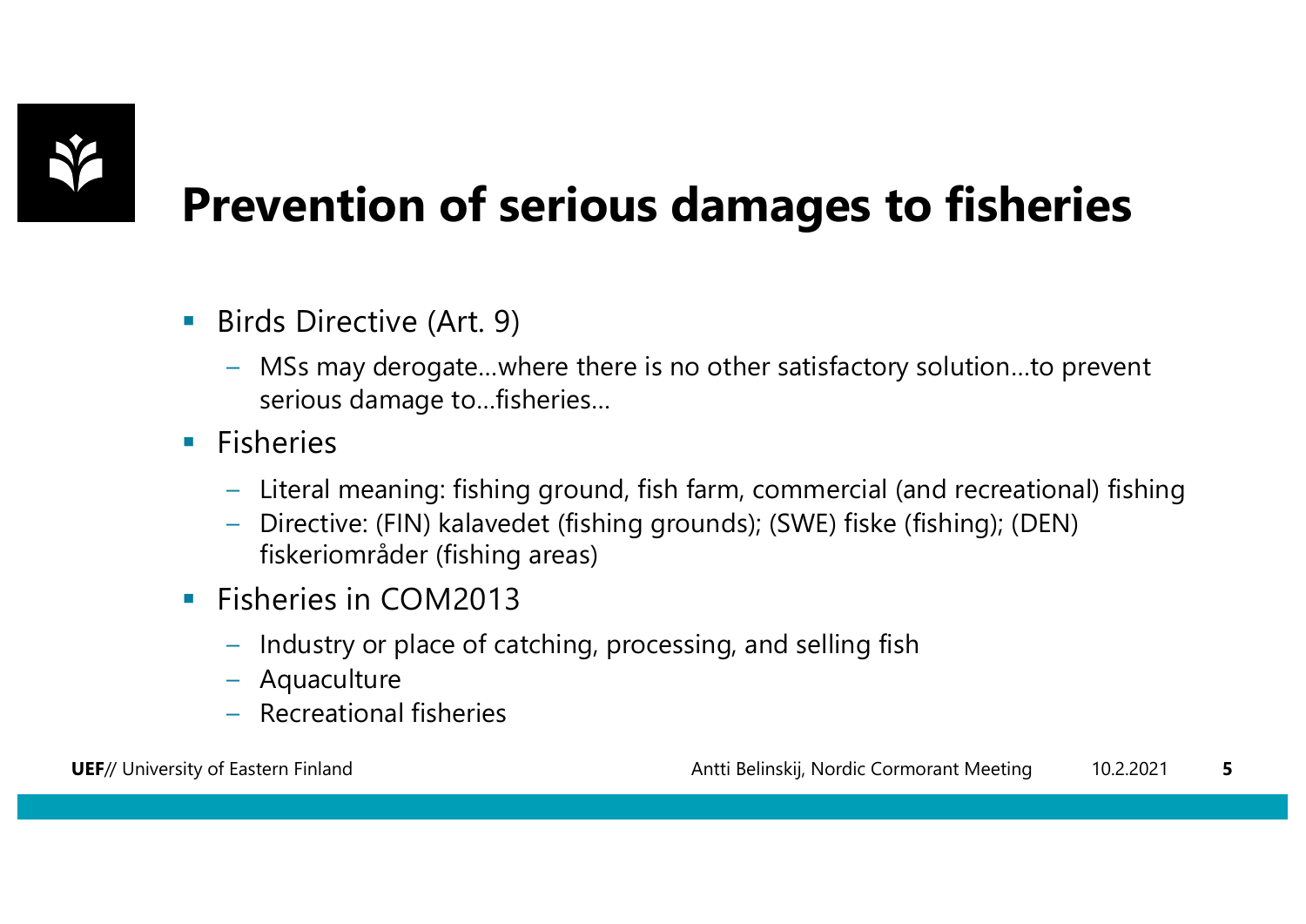# Prevention of serious damages to fisheries

- Birds Directive (Art. 9)
  - MSs may derogate…where there is no other satisfactory solution…to prevent serious damage to…fisheries…
- Fisheries
  - Literal meaning: fishing ground, fish farm, commercial (and recreational) fishing
  - Directive: (FIN) kalavedet (fishing grounds); (SWE) fiske (fishing); (DEN) fiskeriområder (fishing areas)
- Fisheries in COM2013
  - Industry or place of catching, processing, and selling fish
  - Aquaculture
  - Recreational fisheries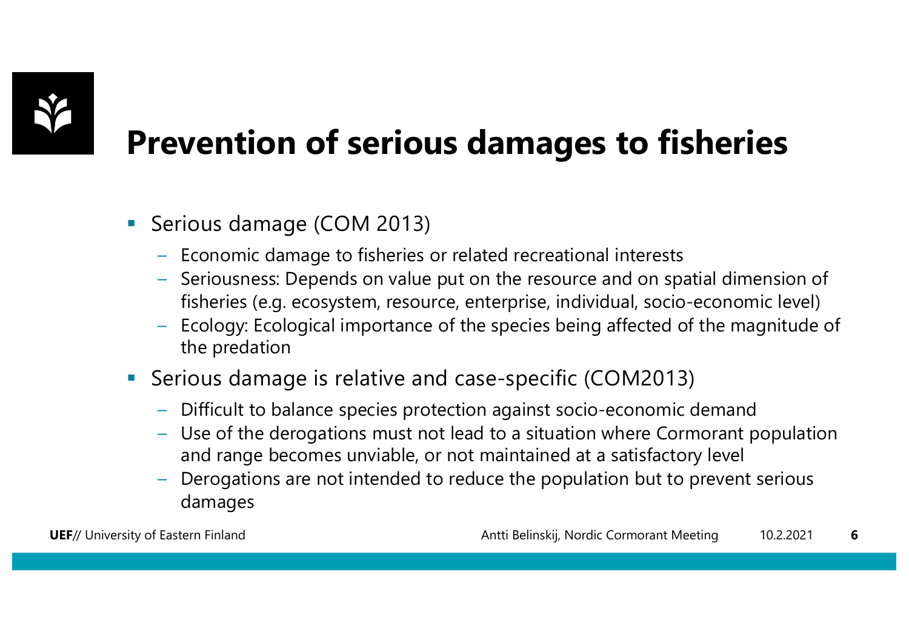# Prevention of serious damages to fisheries

- Serious damage (COM 2013)
  - Economic damage to fisheries or related recreational interests
  - Seriousness: Depends on value put on the resource and on spatial dimension of fisheries (e.g. ecosystem, resource, enterprise, individual, socio-economic level)
  - Ecology: Ecological importance of the species being affected of the magnitude of the predation
- Serious damage is relative and case-specific (COM2013)
  - Difficult to balance species protection against socio-economic demand
  - Use of the derogations must not lead to a situation where Cormorant population and range becomes unviable, or not maintained at a satisfactory level
  - Derogations are not intended to reduce the population but to prevent serious damages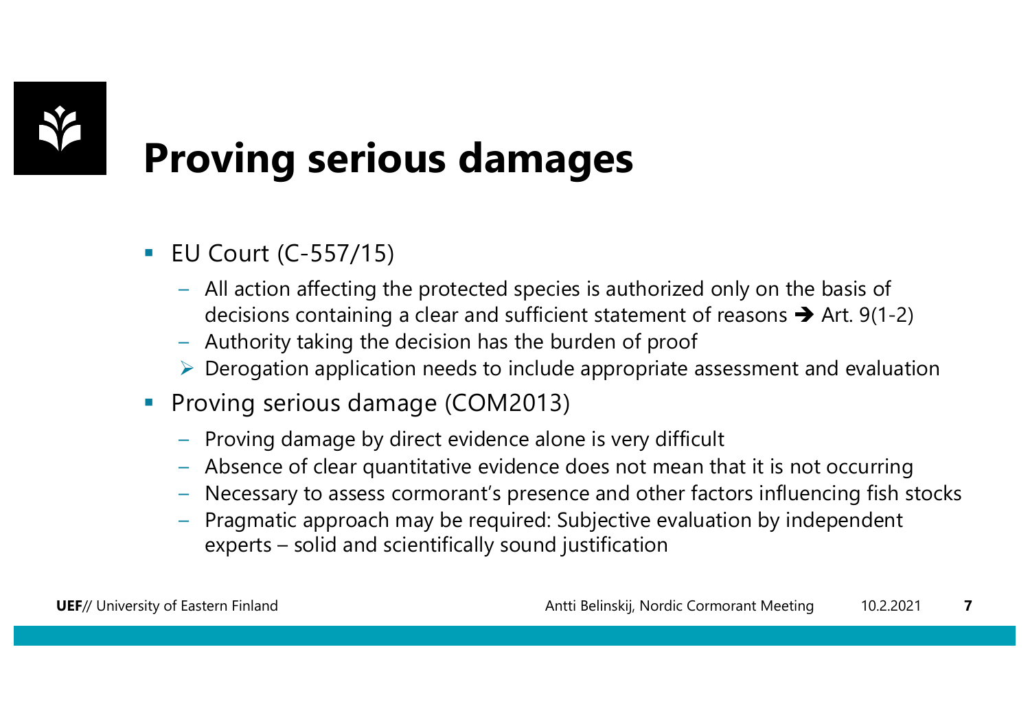# Proving serious damages

- EU Court (C-557/15)
  - All action affecting the protected species is authorized only on the basis of decisions containing a clear and sufficient statement of reasons ➔ Art. 9(1-2)
  - Authority taking the decision has the burden of proof
  - ➢ Derogation application needs to include appropriate assessment and evaluation
- Proving serious damage (COM2013)
  - Proving damage by direct evidence alone is very difficult
  - Absence of clear quantitative evidence does not mean that it is not occurring
  - Necessary to assess cormorant's presence and other factors influencing fish stocks
  - Pragmatic approach may be required: Subjective evaluation by independent experts – solid and scientifically sound justification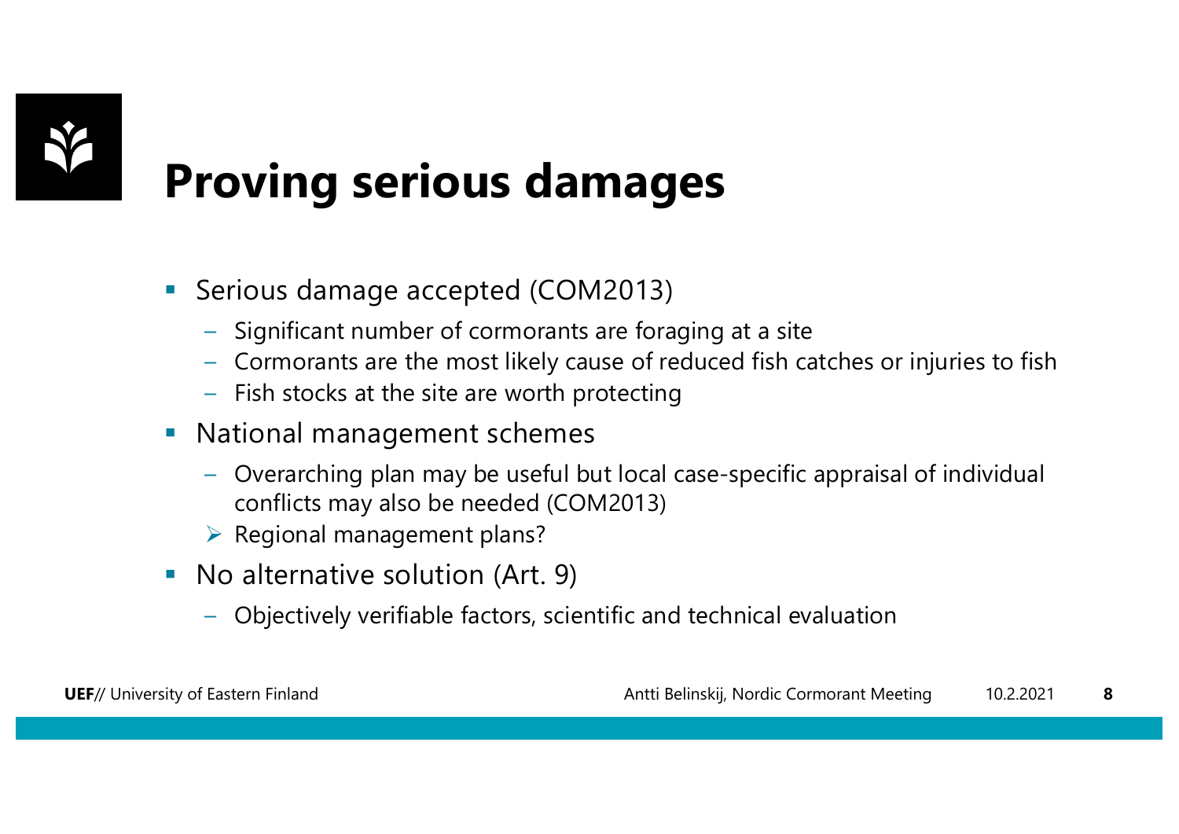# Proving serious damages

- Serious damage accepted (COM2013)
  - Significant number of cormorants are foraging at a site
  - Cormorants are the most likely cause of reduced fish catches or injuries to fish
  - Fish stocks at the site are worth protecting
- National management schemes
  - Overarching plan may be useful but local case-specific appraisal of individual conflicts may also be needed (COM2013)
  - ➢ Regional management plans?
- No alternative solution (Art. 9)
  - Objectively verifiable factors, scientific and technical evaluation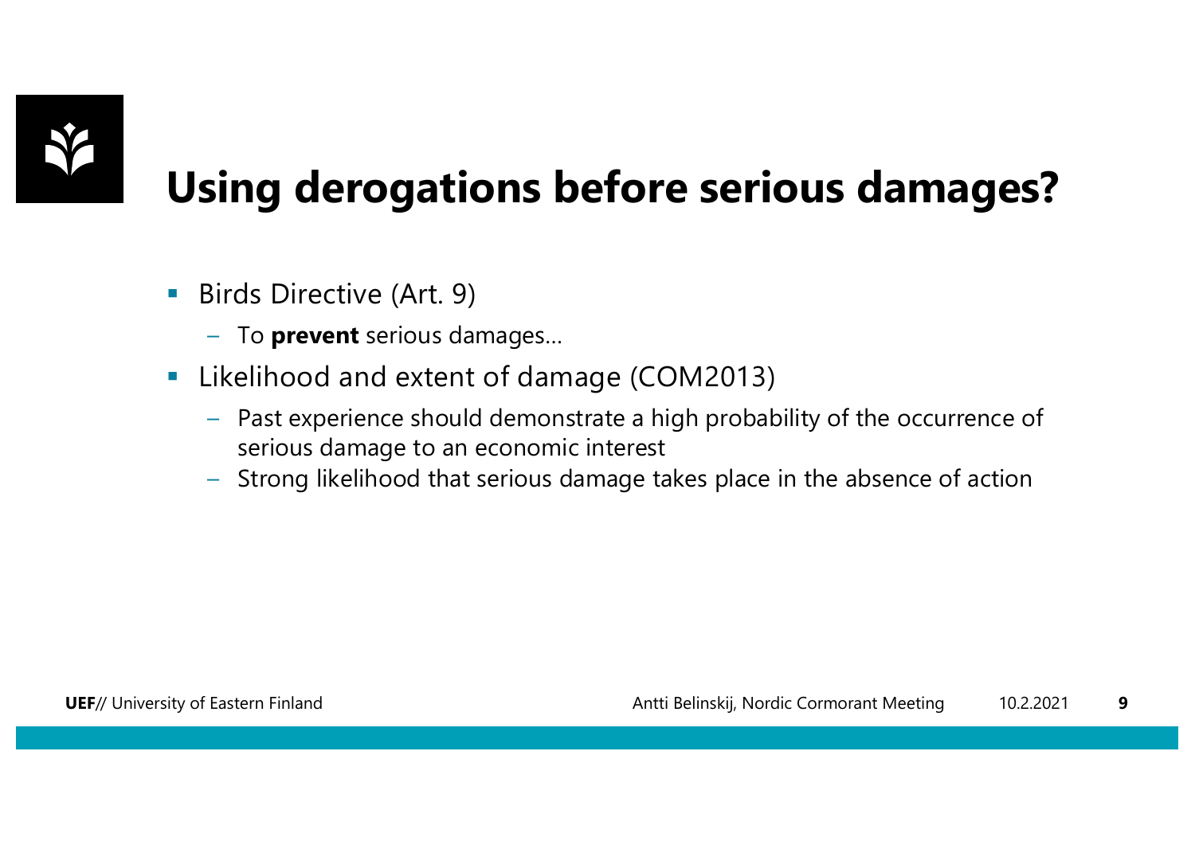# Using derogations before serious damages?

- Birds Directive (Art. 9)
  - To **prevent** serious damages…
- Likelihood and extent of damage (COM2013)
  - Past experience should demonstrate a high probability of the occurrence of serious damage to an economic interest
  - Strong likelihood that serious damage takes place in the absence of action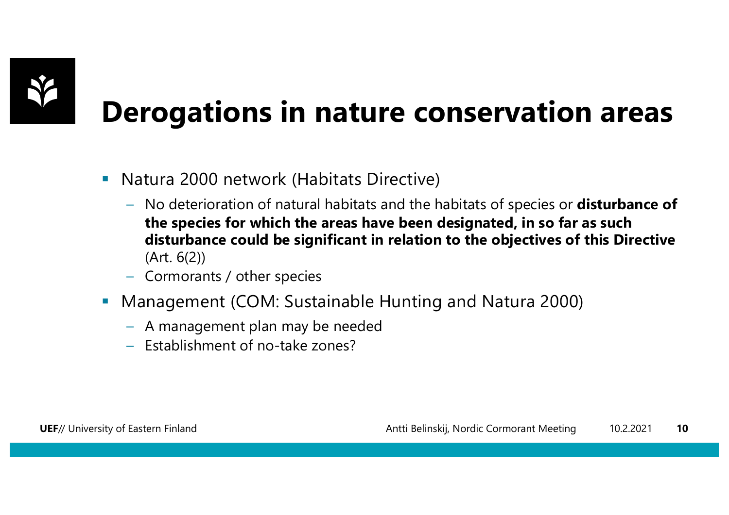# Derogations in nature conservation areas

- Natura 2000 network (Habitats Directive)
  - No deterioration of natural habitats and the habitats of species or **disturbance of the species for which the areas have been designated, in so far as such disturbance could be significant in relation to the objectives of this Directive** (Art. 6(2))
  - Cormorants / other species
- Management (COM: Sustainable Hunting and Natura 2000)
  - A management plan may be needed
  - Establishment of no-take zones?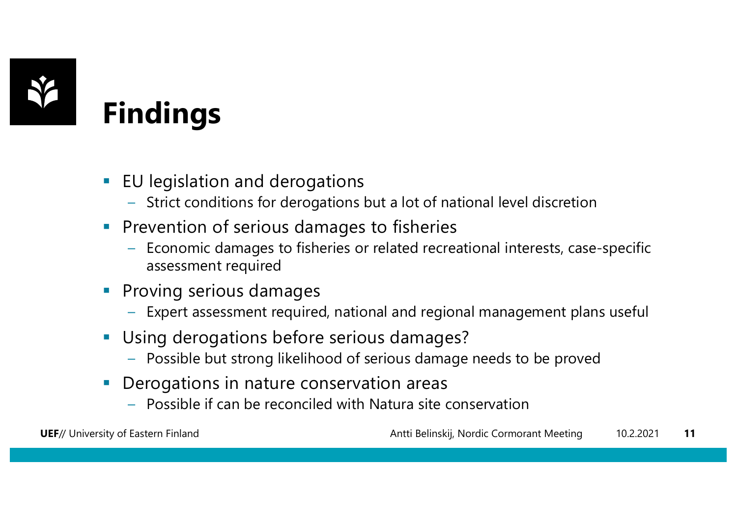# Findings

- EU legislation and derogations
  - Strict conditions for derogations but a lot of national level discretion
- Prevention of serious damages to fisheries
  - Economic damages to fisheries or related recreational interests, case-specific assessment required
- Proving serious damages
  - Expert assessment required, national and regional management plans useful
- Using derogations before serious damages?
  - Possible but strong likelihood of serious damage needs to be proved
- Derogations in nature conservation areas
  - Possible if can be reconciled with Natura site conservation